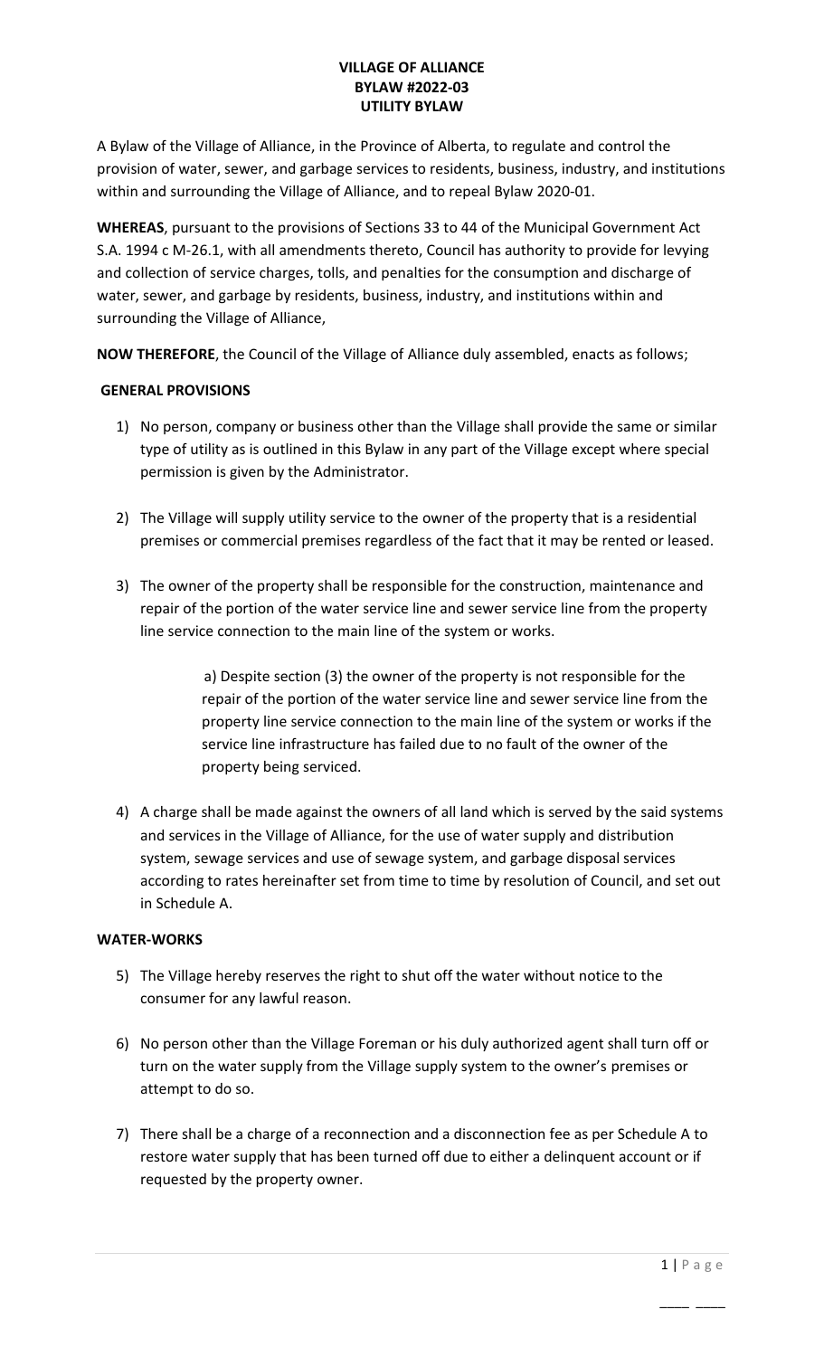**VILLAGE OF ALLIANCE**
**BYLAW #2022-03**
**UTILITY BYLAW**

A Bylaw of the Village of Alliance, in the Province of Alberta, to regulate and control the provision of water, sewer, and garbage services to residents, business, industry, and institutions within and surrounding the Village of Alliance, and to repeal Bylaw 2020-01.

**WHEREAS**, pursuant to the provisions of Sections 33 to 44 of the Municipal Government Act S.A. 1994 c M-26.1, with all amendments thereto, Council has authority to provide for levying and collection of service charges, tolls, and penalties for the consumption and discharge of water, sewer, and garbage by residents, business, industry, and institutions within and surrounding the Village of Alliance,

**NOW THEREFORE**, the Council of the Village of Alliance duly assembled, enacts as follows;

**GENERAL PROVISIONS**

1) No person, company or business other than the Village shall provide the same or similar type of utility as is outlined in this Bylaw in any part of the Village except where special permission is given by the Administrator.

2) The Village will supply utility service to the owner of the property that is a residential premises or commercial premises regardless of the fact that it may be rented or leased.

3) The owner of the property shall be responsible for the construction, maintenance and repair of the portion of the water service line and sewer service line from the property line service connection to the main line of the system or works.

    a) Despite section (3) the owner of the property is not responsible for the repair of the portion of the water service line and sewer service line from the property line service connection to the main line of the system or works if the service line infrastructure has failed due to no fault of the owner of the property being serviced.

4) A charge shall be made against the owners of all land which is served by the said systems and services in the Village of Alliance, for the use of water supply and distribution system, sewage services and use of sewage system, and garbage disposal services according to rates hereinafter set from time to time by resolution of Council, and set out in Schedule A.

**WATER-WORKS**

5) The Village hereby reserves the right to shut off the water without notice to the consumer for any lawful reason.

6) No person other than the Village Foreman or his duly authorized agent shall turn off or turn on the water supply from the Village supply system to the owner's premises or attempt to do so.

7) There shall be a charge of a reconnection and a disconnection fee as per Schedule A to restore water supply that has been turned off due to either a delinquent account or if requested by the property owner.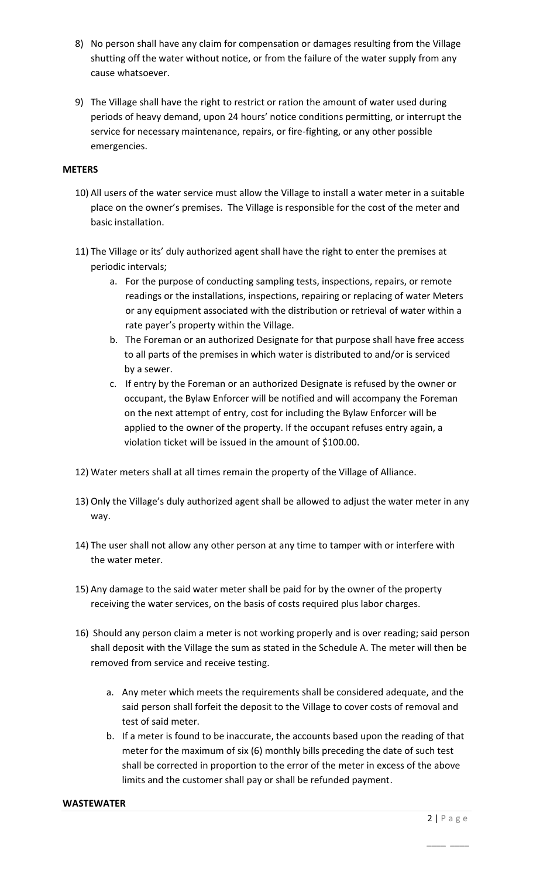8) No person shall have any claim for compensation or damages resulting from the Village shutting off the water without notice, or from the failure of the water supply from any cause whatsoever.

9) The Village shall have the right to restrict or ration the amount of water used during periods of heavy demand, upon 24 hours' notice conditions permitting, or interrupt the service for necessary maintenance, repairs, or fire-fighting, or any other possible emergencies.

**METERS**

10) All users of the water service must allow the Village to install a water meter in a suitable place on the owner's premises. The Village is responsible for the cost of the meter and basic installation.

11) The Village or its' duly authorized agent shall have the right to enter the premises at periodic intervals;
    a. For the purpose of conducting sampling tests, inspections, repairs, or remote readings or the installations, inspections, repairing or replacing of water Meters or any equipment associated with the distribution or retrieval of water within a rate payer's property within the Village.
    b. The Foreman or an authorized Designate for that purpose shall have free access to all parts of the premises in which water is distributed to and/or is serviced by a sewer.
    c. If entry by the Foreman or an authorized Designate is refused by the owner or occupant, the Bylaw Enforcer will be notified and will accompany the Foreman on the next attempt of entry, cost for including the Bylaw Enforcer will be applied to the owner of the property. If the occupant refuses entry again, a violation ticket will be issued in the amount of $100.00.

12) Water meters shall at all times remain the property of the Village of Alliance.

13) Only the Village's duly authorized agent shall be allowed to adjust the water meter in any way.

14) The user shall not allow any other person at any time to tamper with or interfere with the water meter.

15) Any damage to the said water meter shall be paid for by the owner of the property receiving the water services, on the basis of costs required plus labor charges.

16) Should any person claim a meter is not working properly and is over reading; said person shall deposit with the Village the sum as stated in the Schedule A. The meter will then be removed from service and receive testing.

    a. Any meter which meets the requirements shall be considered adequate, and the said person shall forfeit the deposit to the Village to cover costs of removal and test of said meter.
    b. If a meter is found to be inaccurate, the accounts based upon the reading of that meter for the maximum of six (6) monthly bills preceding the date of such test shall be corrected in proportion to the error of the meter in excess of the above limits and the customer shall pay or shall be refunded payment.

**WASTEWATER**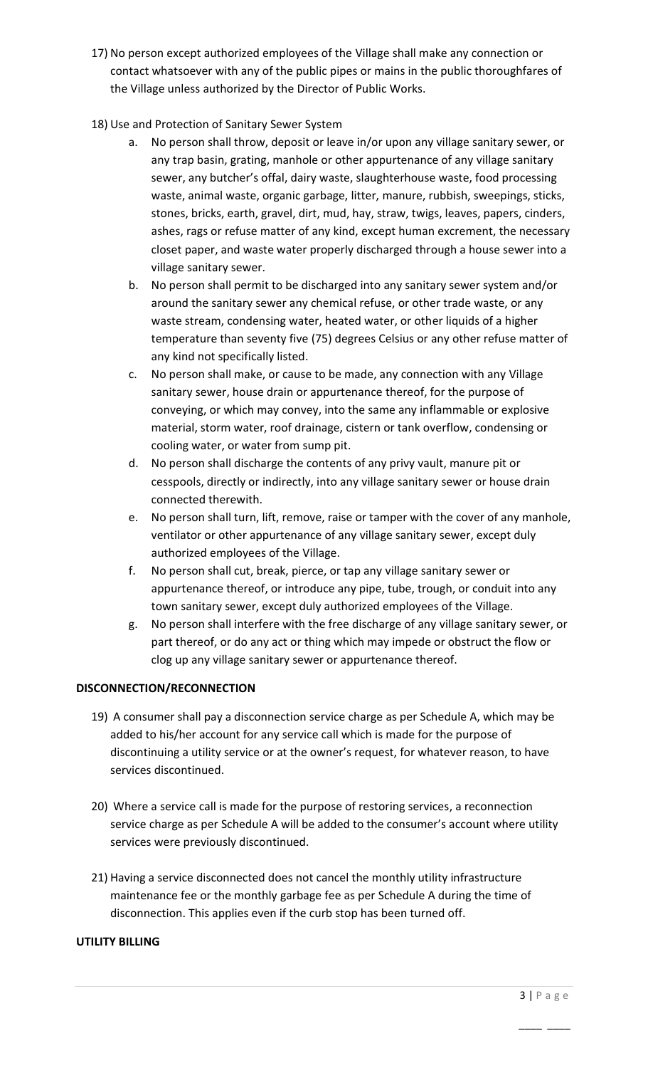17) No person except authorized employees of the Village shall make any connection or contact whatsoever with any of the public pipes or mains in the public thoroughfares of the Village unless authorized by the Director of Public Works.

18) Use and Protection of Sanitary Sewer System
    a. No person shall throw, deposit or leave in/or upon any village sanitary sewer, or any trap basin, grating, manhole or other appurtenance of any village sanitary sewer, any butcher's offal, dairy waste, slaughterhouse waste, food processing waste, animal waste, organic garbage, litter, manure, rubbish, sweepings, sticks, stones, bricks, earth, gravel, dirt, mud, hay, straw, twigs, leaves, papers, cinders, ashes, rags or refuse matter of any kind, except human excrement, the necessary closet paper, and waste water properly discharged through a house sewer into a village sanitary sewer.
    b. No person shall permit to be discharged into any sanitary sewer system and/or around the sanitary sewer any chemical refuse, or other trade waste, or any waste stream, condensing water, heated water, or other liquids of a higher temperature than seventy five (75) degrees Celsius or any other refuse matter of any kind not specifically listed.
    c. No person shall make, or cause to be made, any connection with any Village sanitary sewer, house drain or appurtenance thereof, for the purpose of conveying, or which may convey, into the same any inflammable or explosive material, storm water, roof drainage, cistern or tank overflow, condensing or cooling water, or water from sump pit.
    d. No person shall discharge the contents of any privy vault, manure pit or cesspools, directly or indirectly, into any village sanitary sewer or house drain connected therewith.
    e. No person shall turn, lift, remove, raise or tamper with the cover of any manhole, ventilator or other appurtenance of any village sanitary sewer, except duly authorized employees of the Village.
    f. No person shall cut, break, pierce, or tap any village sanitary sewer or appurtenance thereof, or introduce any pipe, tube, trough, or conduit into any town sanitary sewer, except duly authorized employees of the Village.
    g. No person shall interfere with the free discharge of any village sanitary sewer, or part thereof, or do any act or thing which may impede or obstruct the flow or clog up any village sanitary sewer or appurtenance thereof.

**DISCONNECTION/RECONNECTION**

19) A consumer shall pay a disconnection service charge as per Schedule A, which may be added to his/her account for any service call which is made for the purpose of discontinuing a utility service or at the owner's request, for whatever reason, to have services discontinued.

20) Where a service call is made for the purpose of restoring services, a reconnection service charge as per Schedule A will be added to the consumer's account where utility services were previously discontinued.

21) Having a service disconnected does not cancel the monthly utility infrastructure maintenance fee or the monthly garbage fee as per Schedule A during the time of disconnection. This applies even if the curb stop has been turned off.

**UTILITY BILLING**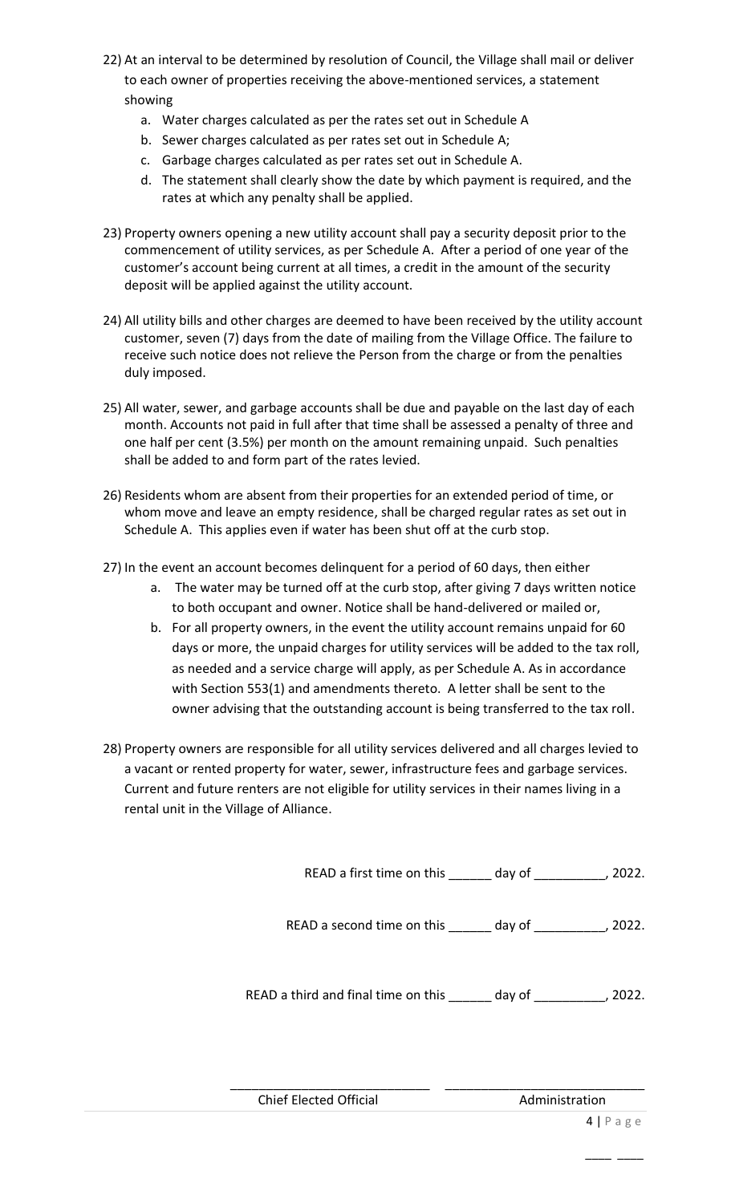22) At an interval to be determined by resolution of Council, the Village shall mail or deliver to each owner of properties receiving the above-mentioned services, a statement showing
    a. Water charges calculated as per the rates set out in Schedule A
    b. Sewer charges calculated as per rates set out in Schedule A;
    c. Garbage charges calculated as per rates set out in Schedule A.
    d. The statement shall clearly show the date by which payment is required, and the rates at which any penalty shall be applied.

23) Property owners opening a new utility account shall pay a security deposit prior to the commencement of utility services, as per Schedule A. After a period of one year of the customer's account being current at all times, a credit in the amount of the security deposit will be applied against the utility account.

24) All utility bills and other charges are deemed to have been received by the utility account customer, seven (7) days from the date of mailing from the Village Office. The failure to receive such notice does not relieve the Person from the charge or from the penalties duly imposed.

25) All water, sewer, and garbage accounts shall be due and payable on the last day of each month. Accounts not paid in full after that time shall be assessed a penalty of three and one half per cent (3.5%) per month on the amount remaining unpaid. Such penalties shall be added to and form part of the rates levied.

26) Residents whom are absent from their properties for an extended period of time, or whom move and leave an empty residence, shall be charged regular rates as set out in Schedule A. This applies even if water has been shut off at the curb stop.

27) In the event an account becomes delinquent for a period of 60 days, then either
    a. The water may be turned off at the curb stop, after giving 7 days written notice to both occupant and owner. Notice shall be hand-delivered or mailed or,
    b. For all property owners, in the event the utility account remains unpaid for 60 days or more, the unpaid charges for utility services will be added to the tax roll, as needed and a service charge will apply, as per Schedule A. As in accordance with Section 553(1) and amendments thereto. A letter shall be sent to the owner advising that the outstanding account is being transferred to the tax roll.

28) Property owners are responsible for all utility services delivered and all charges levied to a vacant or rented property for water, sewer, infrastructure fees and garbage services. Current and future renters are not eligible for utility services in their names living in a rental unit in the Village of Alliance.

READ a first time on this ______ day of __________, 2022.

READ a second time on this ______ day of __________, 2022.

READ a third and final time on this ______ day of __________, 2022.

____________________________ ____________________________

Chief Elected Official Administration

____ ____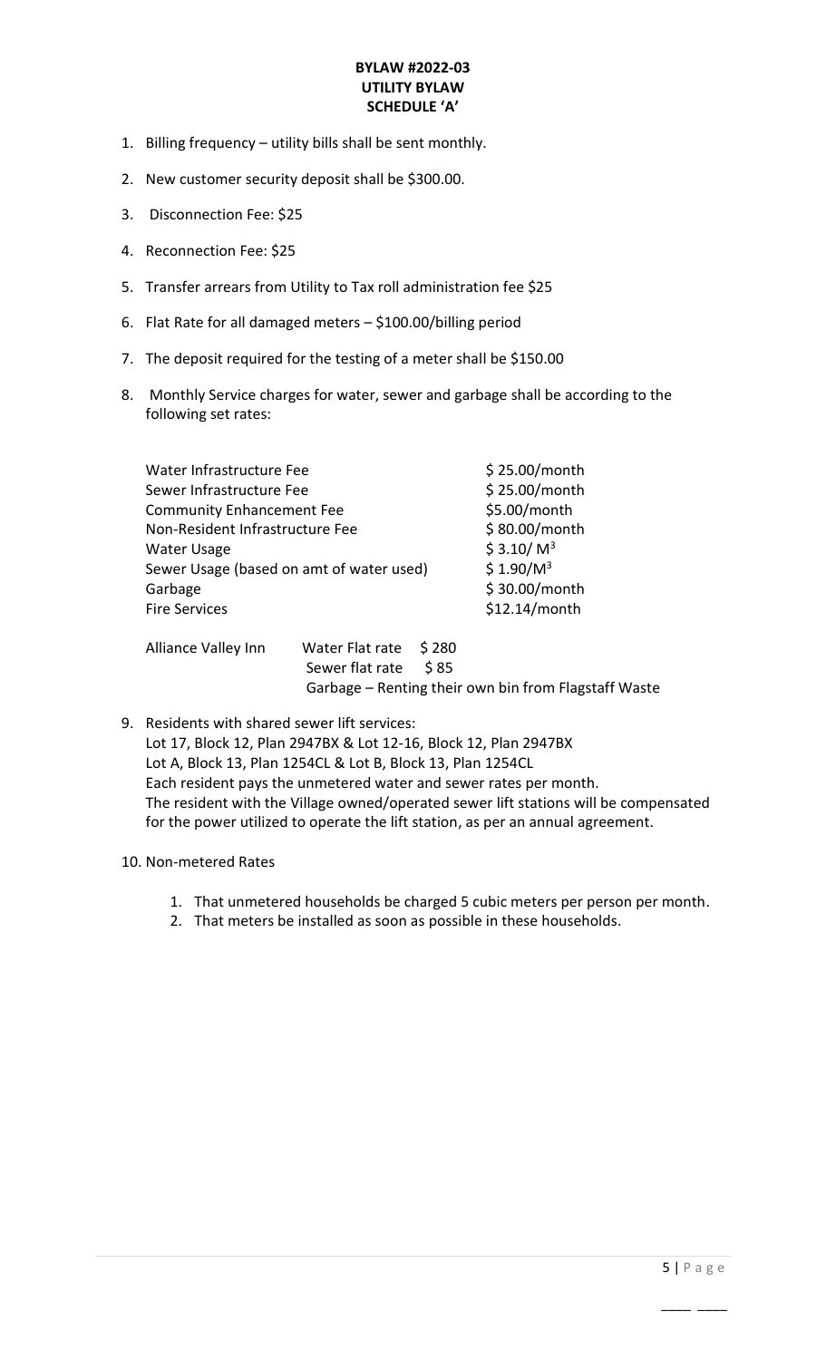**BYLAW #2022-03**
**UTILITY BYLAW**
**SCHEDULE 'A'**

1. Billing frequency – utility bills shall be sent monthly.

2. New customer security deposit shall be $300.00.

3. Disconnection Fee: $25

4. Reconnection Fee: $25

5. Transfer arrears from Utility to Tax roll administration fee $25

6. Flat Rate for all damaged meters – $100.00/billing period

7. The deposit required for the testing of a meter shall be $150.00

8. Monthly Service charges for water, sewer and garbage shall be according to the following set rates:

| | |
|---|---|
| Water Infrastructure Fee | $ 25.00/month |
| Sewer Infrastructure Fee | $ 25.00/month |
| Community Enhancement Fee | $5.00/month |
| Non-Resident Infrastructure Fee | $ 80.00/month |
| Water Usage | $ 3.10/ $M^3$ |
| Sewer Usage (based on amt of water used) | $ 1.90/$M^3$ |
| Garbage | $ 30.00/month |
| Fire Services | $12.14/month |

Alliance Valley Inn — Water Flat rate $ 280
Sewer flat rate $ 85
Garbage – Renting their own bin from Flagstaff Waste

9. Residents with shared sewer lift services:
   Lot 17, Block 12, Plan 2947BX & Lot 12-16, Block 12, Plan 2947BX
   Lot A, Block 13, Plan 1254CL & Lot B, Block 13, Plan 1254CL
   Each resident pays the unmetered water and sewer rates per month.
   The resident with the Village owned/operated sewer lift stations will be compensated for the power utilized to operate the lift station, as per an annual agreement.

10. Non-metered Rates

    1. That unmetered households be charged 5 cubic meters per person per month.
    2. That meters be installed as soon as possible in these households.

____ ____